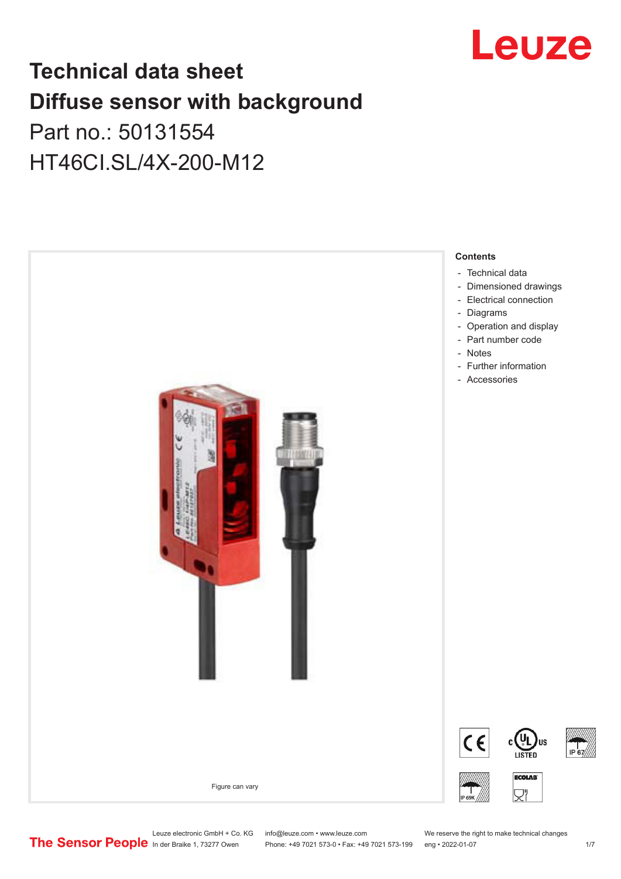# Technical data sheet
# Diffuse sensor with background

Part no.: 50131554

HT46CI.SL/4X-200-M12

Figure can vary

**Contents**

- Technical data
- Dimensioned drawings
- Electrical connection
- Diagrams
- Operation and display
- Part number code
- Notes
- Further information
- Accessories

Leuze electronic GmbH + Co. KG
In der Braike 1, 73277 Owen

info@leuze.com • www.leuze.com
Phone: +49 7021 573-0 • Fax: +49 7021 573-199

We reserve the right to make technical changes
eng • 2022-01-07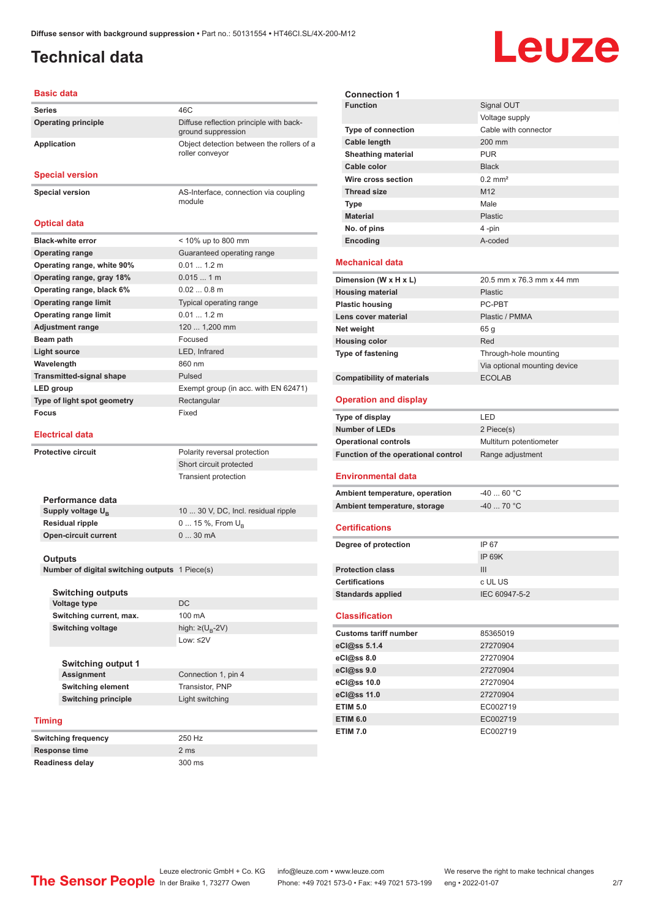# Technical data

## Basic data

| | |
|---|---|
| Series | 46C |
| Operating principle | Diffuse reflection principle with background suppression |
| Application | Object detection between the rollers of a roller conveyor |

## Special version

| | |
|---|---|
| Special version | AS-Interface, connection via coupling module |

## Optical data

| | |
|---|---|
| Black-white error | < 10% up to 800 mm |
| Operating range | Guaranteed operating range |
| Operating range, white 90% | 0.01 ... 1.2 m |
| Operating range, gray 18% | 0.015 ... 1 m |
| Operating range, black 6% | 0.02 ... 0.8 m |
| Operating range limit | Typical operating range |
| Operating range limit | 0.01 ... 1.2 m |
| Adjustment range | 120 ... 1,200 mm |
| Beam path | Focused |
| Light source | LED, Infrared |
| Wavelength | 860 nm |
| Transmitted-signal shape | Pulsed |
| LED group | Exempt group (in acc. with EN 62471) |
| Type of light spot geometry | Rectangular |
| Focus | Fixed |

## Electrical data

| | |
|---|---|
| Protective circuit | Polarity reversal protection |
| | Short circuit protected |
| | Transient protection |

### Performance data

| | |
|---|---|
| Supply voltage $U_B$ | 10 ... 30 V, DC, Incl. residual ripple |
| Residual ripple | 0 ... 15 %, From $U_B$ |
| Open-circuit current | 0 ... 30 mA |

### Outputs

| | |
|---|---|
| Number of digital switching outputs | 1 Piece(s) |

### Switching outputs

| | |
|---|---|
| Voltage type | DC |
| Switching current, max. | 100 mA |
| Switching voltage | high: ≥($U_B$-2V) |
| | Low: ≤2V |

### Switching output 1

| | |
|---|---|
| Assignment | Connection 1, pin 4 |
| Switching element | Transistor, PNP |
| Switching principle | Light switching |

## Timing

| | |
|---|---|
| Switching frequency | 250 Hz |
| Response time | 2 ms |
| Readiness delay | 300 ms |

### Connection 1

| | |
|---|---|
| Function | Signal OUT |
| | Voltage supply |
| Type of connection | Cable with connector |
| Cable length | 200 mm |
| Sheathing material | PUR |
| Cable color | Black |
| Wire cross section | 0.2 mm² |
| Thread size | M12 |
| Type | Male |
| Material | Plastic |
| No. of pins | 4 -pin |
| Encoding | A-coded |

## Mechanical data

| | |
|---|---|
| Dimension (W x H x L) | 20.5 mm x 76.3 mm x 44 mm |
| Housing material | Plastic |
| Plastic housing | PC-PBT |
| Lens cover material | Plastic / PMMA |
| Net weight | 65 g |
| Housing color | Red |
| Type of fastening | Through-hole mounting |
| | Via optional mounting device |
| Compatibility of materials | ECOLAB |

## Operation and display

| | |
|---|---|
| Type of display | LED |
| Number of LEDs | 2 Piece(s) |
| Operational controls | Multiturn potentiometer |
| Function of the operational control | Range adjustment |

## Environmental data

| | |
|---|---|
| Ambient temperature, operation | -40 ... 60 °C |
| Ambient temperature, storage | -40 ... 70 °C |

## Certifications

| | |
|---|---|
| Degree of protection | IP 67 |
| | IP 69K |
| Protection class | III |
| Certifications | c UL US |
| Standards applied | IEC 60947-5-2 |

## Classification

| | |
|---|---|
| Customs tariff number | 85365019 |
| eCl@ss 5.1.4 | 27270904 |
| eCl@ss 8.0 | 27270904 |
| eCl@ss 9.0 | 27270904 |
| eCl@ss 10.0 | 27270904 |
| eCl@ss 11.0 | 27270904 |
| ETIM 5.0 | EC002719 |
| ETIM 6.0 | EC002719 |
| ETIM 7.0 | EC002719 |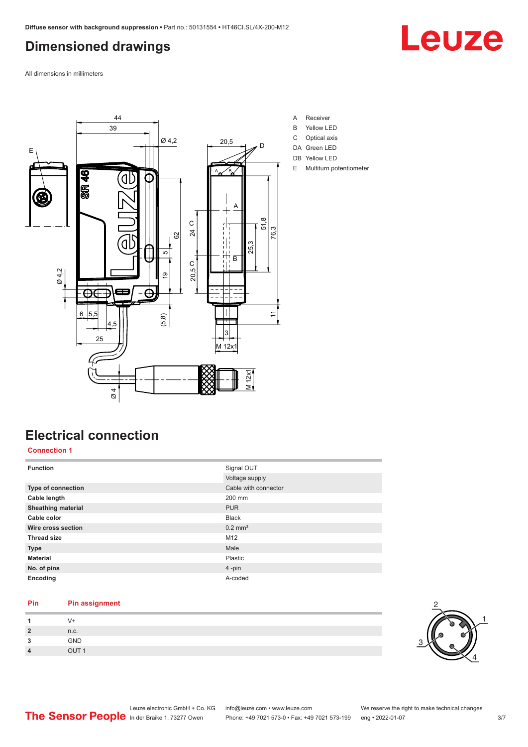# Dimensioned drawings

All dimensions in millimeters

A Receiver
B Yellow LED
C Optical axis
DA Green LED
DB Yellow LED
E Multiturn potentiometer

# Electrical connection

## Connection 1

| Function | Signal OUT |
|---|---|
| | Voltage supply |
| Type of connection | Cable with connector |
| Cable length | 200 mm |
| Sheathing material | PUR |
| Cable color | Black |
| Wire cross section | 0.2 mm² |
| Thread size | M12 |
| Type | Male |
| Material | Plastic |
| No. of pins | 4 -pin |
| Encoding | A-coded |

| Pin | Pin assignment |
|---|---|
| 1 | V+ |
| 2 | n.c. |
| 3 | GND |
| 4 | OUT 1 |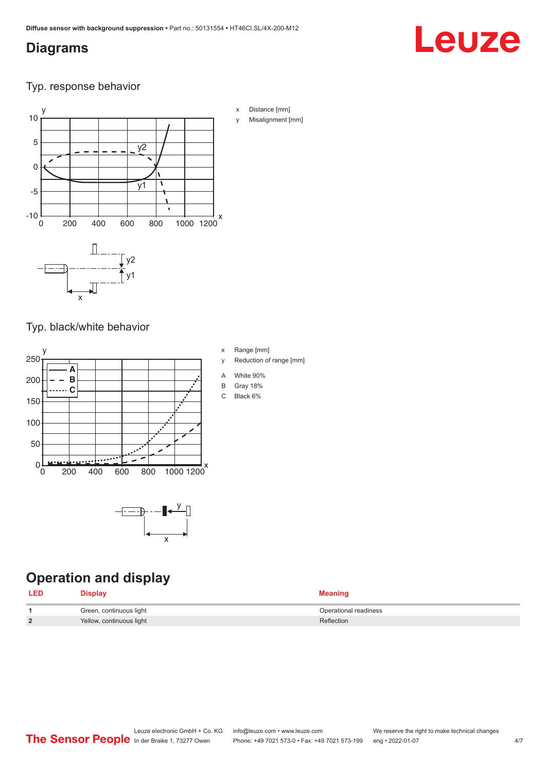## Diagrams

Typ. response behavior

x Distance [mm]

y Misalignment [mm]

Typ. black/white behavior

x Range [mm]

y Reduction of range [mm]

A White 90%

B Gray 18%

C Black 6%

## Operation and display

| LED | Display | Meaning |
| --- | --- | --- |
| 1 | Green, continuous light | Operational readiness |
| 2 | Yellow, continuous light | Reflection |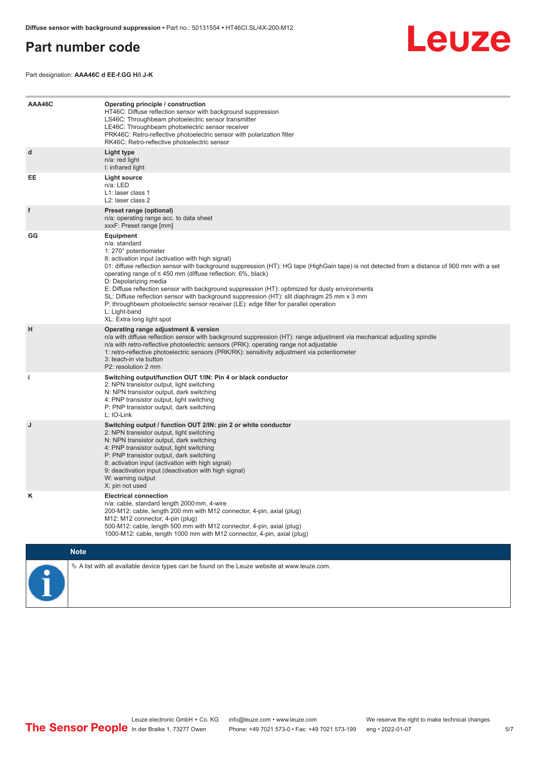# Part number code

Part designation: **AAA46C d EE-f.GG H/i J-K**

| | |
|---|---|
| **AAA46C** | **Operating principle / construction**<br>HT46C: Diffuse reflection sensor with background suppression<br>LS46C: Throughbeam photoelectric sensor transmitter<br>LE46C: Throughbeam photoelectric sensor receiver<br>PRK46C: Retro-reflective photoelectric sensor with polarization filter<br>RK46C: Retro-reflective photoelectric sensor |
| **d** | **Light type**<br>n/a: red light<br>I: infrared light |
| **EE** | **Light source**<br>n/a: LED<br>L1: laser class 1<br>L2: laser class 2 |
| **f** | **Preset range (optional)**<br>n/a: operating range acc. to data sheet<br>xxxF: Preset range [mm] |
| **GG** | **Equipment**<br>n/a: standard<br>1: 270° potentiometer<br>8: activation input (activation with high signal)<br>01: diffuse reflection sensor with background suppression (HT): HG tape (HighGain tape) is not detected from a distance of 900 mm with a set operating range of ≤ 450 mm (diffuse reflection: 6%, black)<br>D: Depolarizing media<br>E: Diffuse reflection sensor with background suppression (HT): optimized for dusty environments<br>SL: Diffuse reflection sensor with background suppression (HT): slit diaphragm 25 mm x 3 mm<br>P: throughbeam photoelectric sensor receiver (LE): edge filter for parallel operation<br>L: Light-band<br>XL: Extra long light spot |
| **H** | **Operating range adjustment & version**<br>n/a with diffuse reflection sensor with background suppression (HT): range adjustment via mechanical adjusting spindle<br>n/a with retro-reflective photoelectric sensors (PRK): operating range not adjustable<br>1: retro-reflective photoelectric sensors (PRK/RK): sensitivity adjustment via potentiometer<br>3: teach-in via button<br>P2: resolution 2 mm |
| **i** | **Switching output/function OUT 1/IN: Pin 4 or black conductor**<br>2: NPN transistor output, light switching<br>N: NPN transistor output, dark switching<br>4: PNP transistor output, light switching<br>P: PNP transistor output, dark switching<br>L: IO-Link |
| **J** | **Switching output / function OUT 2/IN: pin 2 or white conductor**<br>2: NPN transistor output, light switching<br>N: NPN transistor output, dark switching<br>4: PNP transistor output, light switching<br>P: PNP transistor output, dark switching<br>8: activation input (activation with high signal)<br>9: deactivation input (deactivation with high signal)<br>W: warning output<br>X: pin not used |
| **K** | **Electrical connection**<br>n/a: cable, standard length 2000 mm, 4-wire<br>200-M12: cable, length 200 mm with M12 connector, 4-pin, axial (plug)<br>M12: M12 connector, 4-pin (plug)<br>500-M12: cable, length 500 mm with M12 connector, 4-pin, axial (plug)<br>1000-M12: cable, length 1000 mm with M12 connector, 4-pin, axial (plug) |

**Note**

↳ A list with all available device types can be found on the Leuze website at www.leuze.com.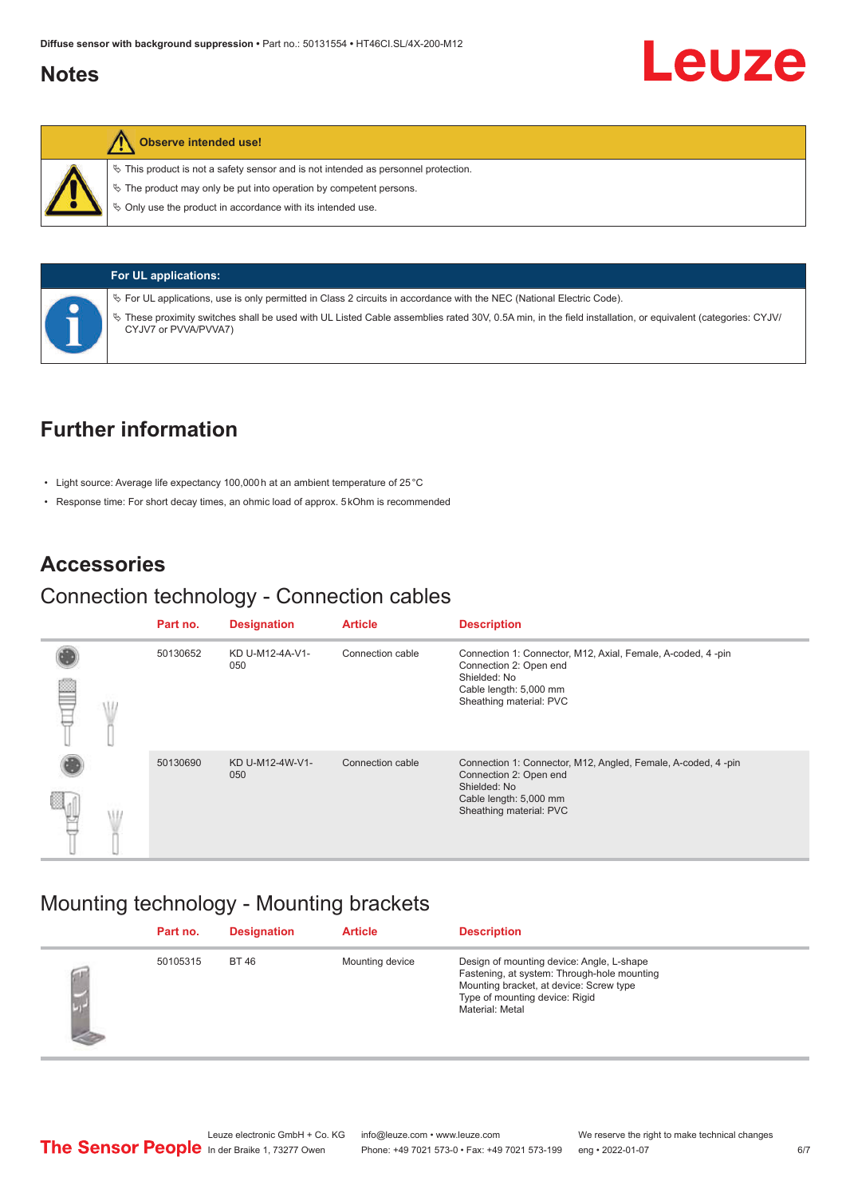## Notes

**Observe intended use!**

- This product is not a safety sensor and is not intended as personnel protection.
- The product may only be put into operation by competent persons.
- Only use the product in accordance with its intended use.

**For UL applications:**

- For UL applications, use is only permitted in Class 2 circuits in accordance with the NEC (National Electric Code).
- These proximity switches shall be used with UL Listed Cable assemblies rated 30V, 0.5A min, in the field installation, or equivalent (categories: CYJV/CYJV7 or PVVA/PVVA7)

## Further information

- Light source: Average life expectancy 100,000 h at an ambient temperature of 25 °C
- Response time: For short decay times, an ohmic load of approx. 5 kOhm is recommended

## Accessories

### Connection technology - Connection cables

| Part no. | Designation | Article | Description |
|---|---|---|---|
| 50130652 | KD U-M12-4A-V1-050 | Connection cable | Connection 1: Connector, M12, Axial, Female, A-coded, 4 -pin<br>Connection 2: Open end<br>Shielded: No<br>Cable length: 5,000 mm<br>Sheathing material: PVC |
| 50130690 | KD U-M12-4W-V1-050 | Connection cable | Connection 1: Connector, M12, Angled, Female, A-coded, 4 -pin<br>Connection 2: Open end<br>Shielded: No<br>Cable length: 5,000 mm<br>Sheathing material: PVC |

### Mounting technology - Mounting brackets

| Part no. | Designation | Article | Description |
|---|---|---|---|
| 50105315 | BT 46 | Mounting device | Design of mounting device: Angle, L-shape<br>Fastening, at system: Through-hole mounting<br>Mounting bracket, at device: Screw type<br>Type of mounting device: Rigid<br>Material: Metal |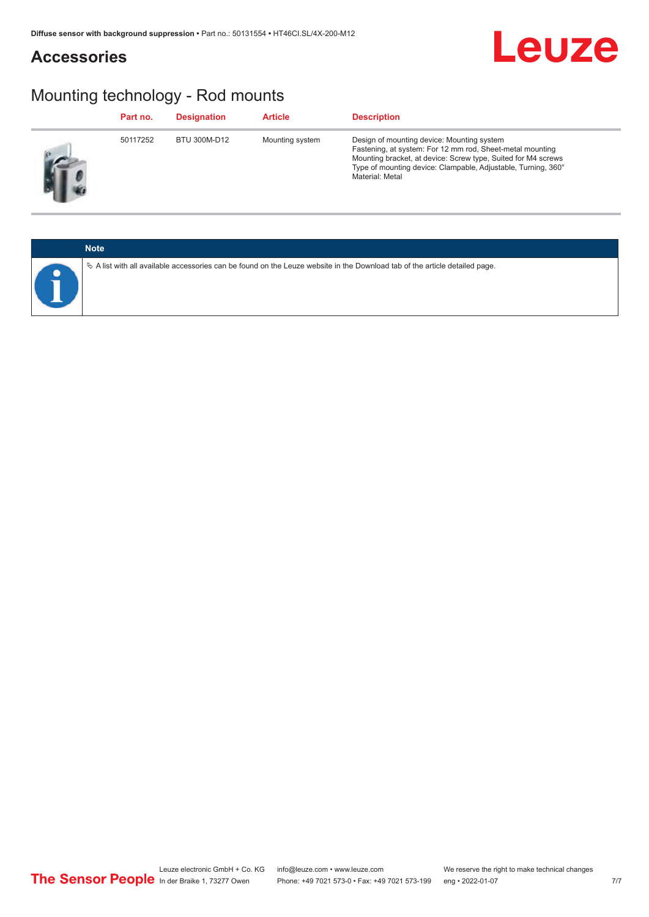## Accessories

# Mounting technology - Rod mounts

| | Part no. | Designation | Article | Description |
|---|---|---|---|---|
| | 50117252 | BTU 300M-D12 | Mounting system | Design of mounting device: Mounting system<br>Fastening, at system: For 12 mm rod, Sheet-metal mounting<br>Mounting bracket, at device: Screw type, Suited for M4 screws<br>Type of mounting device: Clampable, Adjustable, Turning, 360°<br>Material: Metal |

**Note**

↳ A list with all available accessories can be found on the Leuze website in the Download tab of the article detailed page.